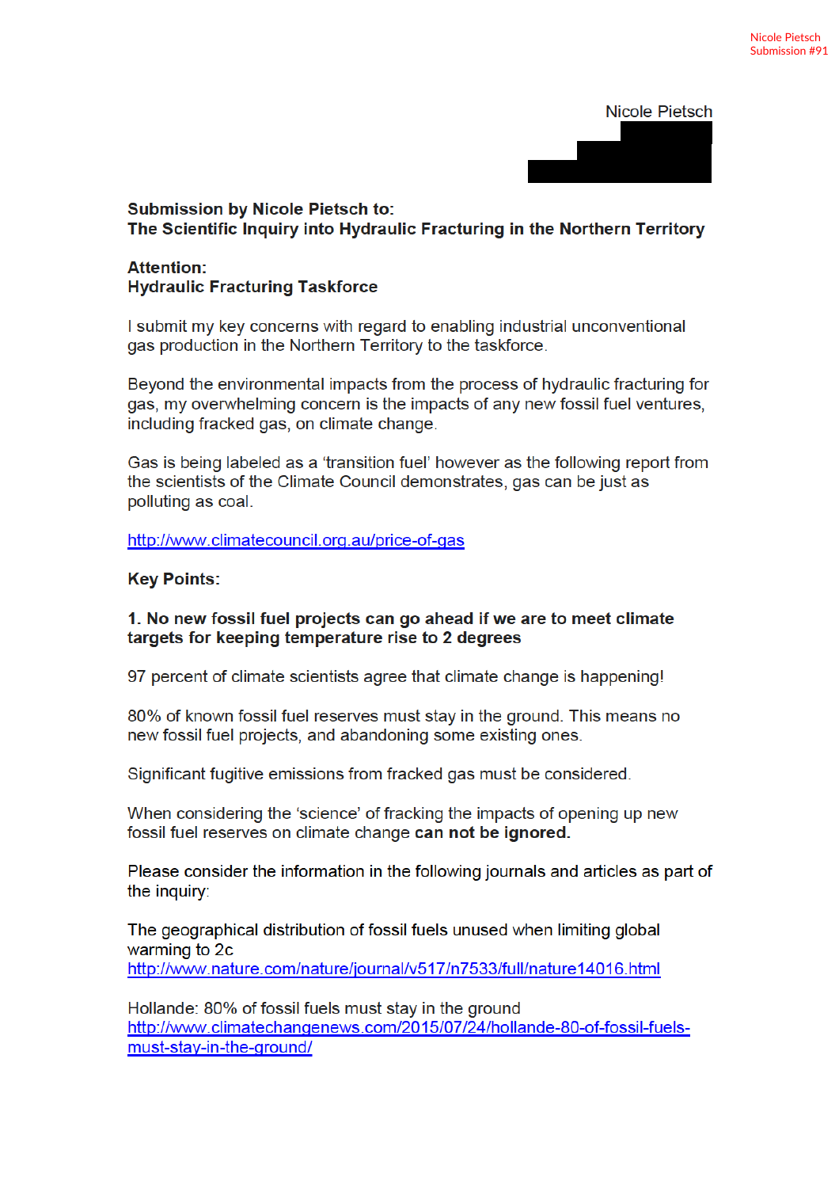Nicole Pietsch

**Submission by Nicole Pietsch to:**
**The Scientific Inquiry into Hydraulic Fracturing in the Northern Territory**

**Attention:**
**Hydraulic Fracturing Taskforce**

I submit my key concerns with regard to enabling industrial unconventional gas production in the Northern Territory to the taskforce.

Beyond the environmental impacts from the process of hydraulic fracturing for gas, my overwhelming concern is the impacts of any new fossil fuel ventures, including fracked gas, on climate change.

Gas is being labeled as a 'transition fuel' however as the following report from the scientists of the Climate Council demonstrates, gas can be just as polluting as coal.

http://www.climatecouncil.org.au/price-of-gas

**Key Points:**

**1. No new fossil fuel projects can go ahead if we are to meet climate targets for keeping temperature rise to 2 degrees**

97 percent of climate scientists agree that climate change is happening!

80% of known fossil fuel reserves must stay in the ground. This means no new fossil fuel projects, and abandoning some existing ones.

Significant fugitive emissions from fracked gas must be considered.

When considering the 'science' of fracking the impacts of opening up new fossil fuel reserves on climate change **can not be ignored.**

Please consider the information in the following journals and articles as part of the inquiry:

The geographical distribution of fossil fuels unused when limiting global warming to 2c
http://www.nature.com/nature/journal/v517/n7533/full/nature14016.html

Hollande: 80% of fossil fuels must stay in the ground
http://www.climatechangenews.com/2015/07/24/hollande-80-of-fossil-fuels-must-stay-in-the-ground/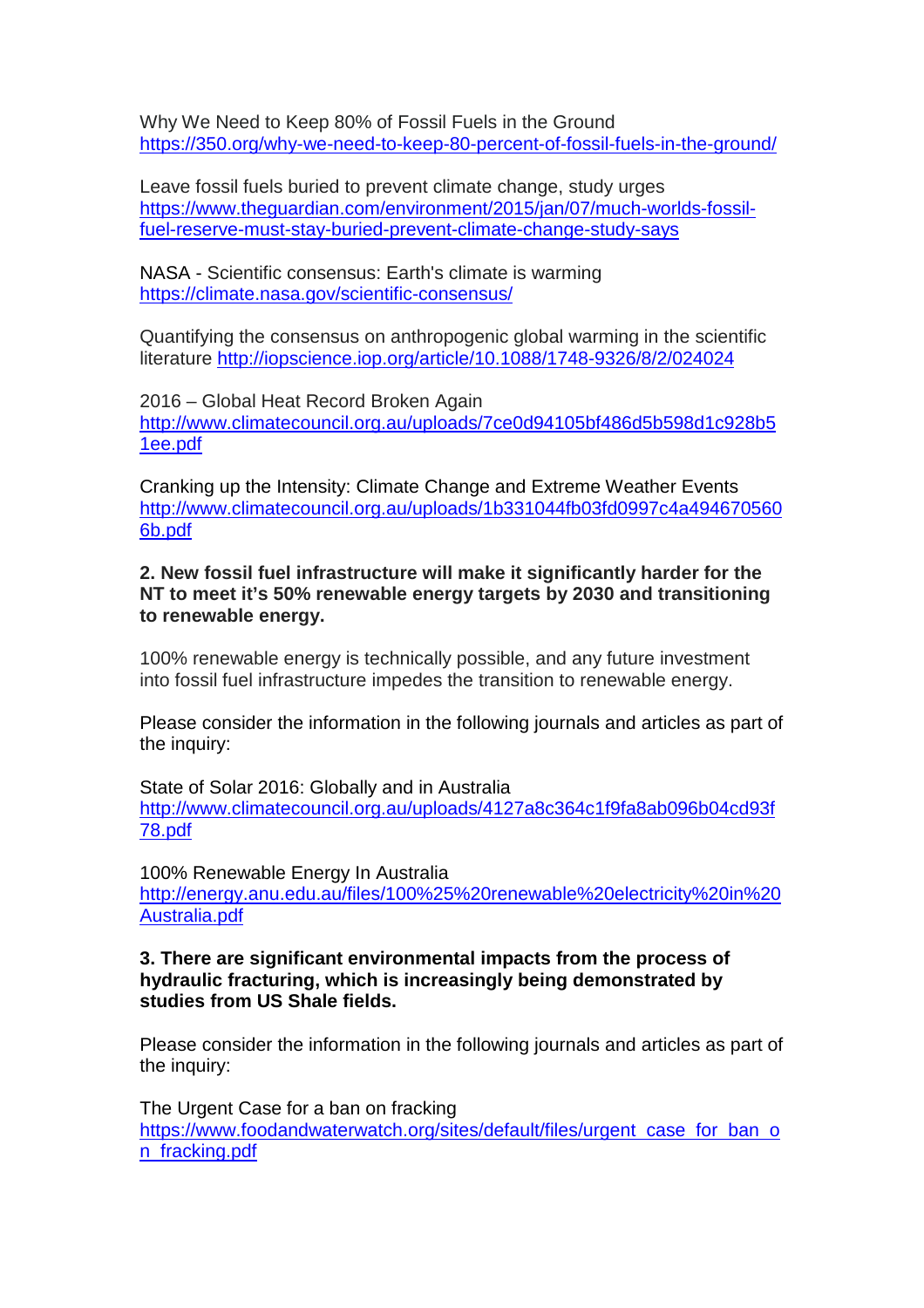Why We Need to Keep 80% of Fossil Fuels in the Ground
https://350.org/why-we-need-to-keep-80-percent-of-fossil-fuels-in-the-ground/

Leave fossil fuels buried to prevent climate change, study urges
https://www.theguardian.com/environment/2015/jan/07/much-worlds-fossil-fuel-reserve-must-stay-buried-prevent-climate-change-study-says

NASA - Scientific consensus: Earth's climate is warming
https://climate.nasa.gov/scientific-consensus/

Quantifying the consensus on anthropogenic global warming in the scientific literature http://iopscience.iop.org/article/10.1088/1748-9326/8/2/024024

2016 – Global Heat Record Broken Again
http://www.climatecouncil.org.au/uploads/7ce0d94105bf486d5b598d1c928b51ee.pdf

Cranking up the Intensity: Climate Change and Extreme Weather Events
http://www.climatecouncil.org.au/uploads/1b331044fb03fd0997c4a4946705606b.pdf

**2. New fossil fuel infrastructure will make it significantly harder for the NT to meet it's 50% renewable energy targets by 2030 and transitioning to renewable energy.**

100% renewable energy is technically possible, and any future investment into fossil fuel infrastructure impedes the transition to renewable energy.

Please consider the information in the following journals and articles as part of the inquiry:

State of Solar 2016: Globally and in Australia
http://www.climatecouncil.org.au/uploads/4127a8c364c1f9fa8ab096b04cd93f78.pdf

100% Renewable Energy In Australia
http://energy.anu.edu.au/files/100%25%20renewable%20electricity%20in%20Australia.pdf

**3. There are significant environmental impacts from the process of hydraulic fracturing, which is increasingly being demonstrated by studies from US Shale fields.**

Please consider the information in the following journals and articles as part of the inquiry:

The Urgent Case for a ban on fracking
https://www.foodandwaterwatch.org/sites/default/files/urgent_case_for_ban_on_fracking.pdf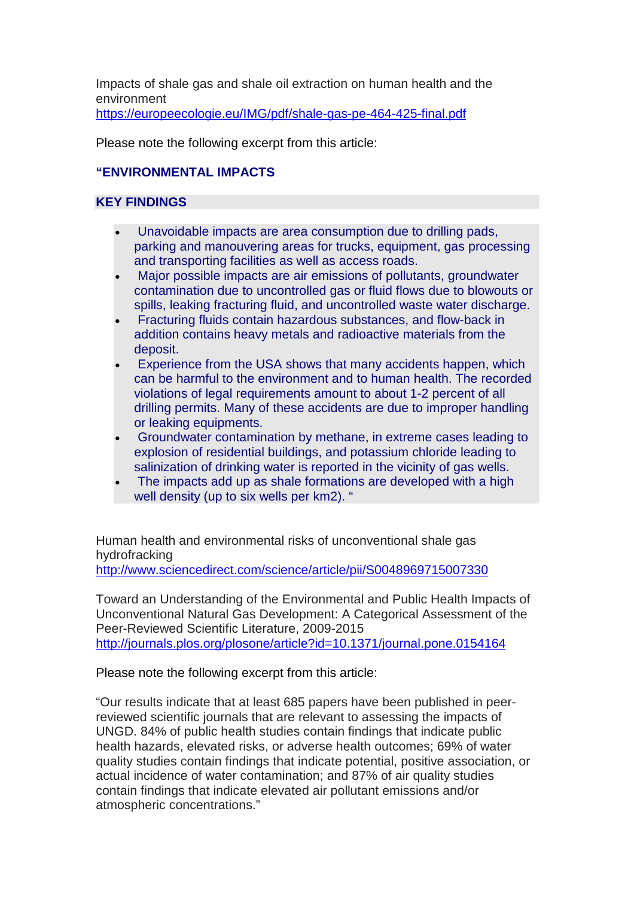Impacts of shale gas and shale oil extraction on human health and the environment
https://europeecologie.eu/IMG/pdf/shale-gas-pe-464-425-final.pdf

Please note the following excerpt from this article:

**"ENVIRONMENTAL IMPACTS**

**KEY FINDINGS**

- Unavoidable impacts are area consumption due to drilling pads, parking and manouvering areas for trucks, equipment, gas processing and transporting facilities as well as access roads.
- Major possible impacts are air emissions of pollutants, groundwater contamination due to uncontrolled gas or fluid flows due to blowouts or spills, leaking fracturing fluid, and uncontrolled waste water discharge.
- Fracturing fluids contain hazardous substances, and flow-back in addition contains heavy metals and radioactive materials from the deposit.
- Experience from the USA shows that many accidents happen, which can be harmful to the environment and to human health. The recorded violations of legal requirements amount to about 1-2 percent of all drilling permits. Many of these accidents are due to improper handling or leaking equipments.
- Groundwater contamination by methane, in extreme cases leading to explosion of residential buildings, and potassium chloride leading to salinization of drinking water is reported in the vicinity of gas wells.
- The impacts add up as shale formations are developed with a high well density (up to six wells per km2). "

Human health and environmental risks of unconventional shale gas hydrofracking
http://www.sciencedirect.com/science/article/pii/S0048969715007330

Toward an Understanding of the Environmental and Public Health Impacts of Unconventional Natural Gas Development: A Categorical Assessment of the Peer-Reviewed Scientific Literature, 2009-2015
http://journals.plos.org/plosone/article?id=10.1371/journal.pone.0154164

Please note the following excerpt from this article:

"Our results indicate that at least 685 papers have been published in peer-reviewed scientific journals that are relevant to assessing the impacts of UNGD. 84% of public health studies contain findings that indicate public health hazards, elevated risks, or adverse health outcomes; 69% of water quality studies contain findings that indicate potential, positive association, or actual incidence of water contamination; and 87% of air quality studies contain findings that indicate elevated air pollutant emissions and/or atmospheric concentrations."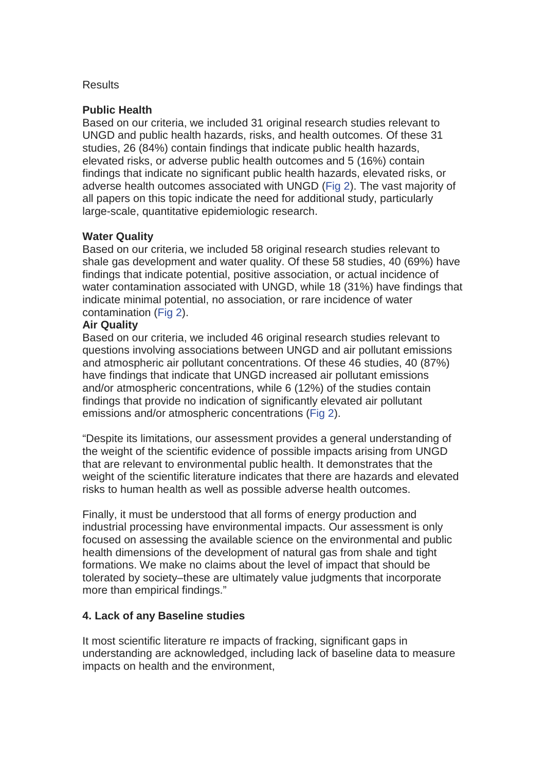Results

**Public Health**

Based on our criteria, we included 31 original research studies relevant to UNGD and public health hazards, risks, and health outcomes. Of these 31 studies, 26 (84%) contain findings that indicate public health hazards, elevated risks, or adverse public health outcomes and 5 (16%) contain findings that indicate no significant public health hazards, elevated risks, or adverse health outcomes associated with UNGD (Fig 2). The vast majority of all papers on this topic indicate the need for additional study, particularly large-scale, quantitative epidemiologic research.

**Water Quality**

Based on our criteria, we included 58 original research studies relevant to shale gas development and water quality. Of these 58 studies, 40 (69%) have findings that indicate potential, positive association, or actual incidence of water contamination associated with UNGD, while 18 (31%) have findings that indicate minimal potential, no association, or rare incidence of water contamination (Fig 2).

**Air Quality**

Based on our criteria, we included 46 original research studies relevant to questions involving associations between UNGD and air pollutant emissions and atmospheric air pollutant concentrations. Of these 46 studies, 40 (87%) have findings that indicate that UNGD increased air pollutant emissions and/or atmospheric concentrations, while 6 (12%) of the studies contain findings that provide no indication of significantly elevated air pollutant emissions and/or atmospheric concentrations (Fig 2).

"Despite its limitations, our assessment provides a general understanding of the weight of the scientific evidence of possible impacts arising from UNGD that are relevant to environmental public health. It demonstrates that the weight of the scientific literature indicates that there are hazards and elevated risks to human health as well as possible adverse health outcomes.

Finally, it must be understood that all forms of energy production and industrial processing have environmental impacts. Our assessment is only focused on assessing the available science on the environmental and public health dimensions of the development of natural gas from shale and tight formations. We make no claims about the level of impact that should be tolerated by society–these are ultimately value judgments that incorporate more than empirical findings."

**4. Lack of any Baseline studies**

It most scientific literature re impacts of fracking, significant gaps in understanding are acknowledged, including lack of baseline data to measure impacts on health and the environment,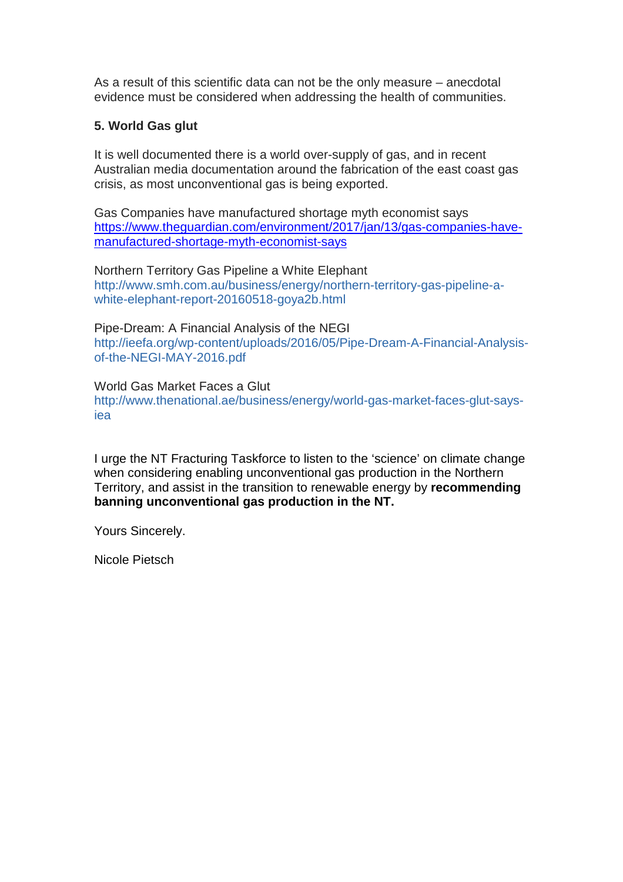As a result of this scientific data can not be the only measure – anecdotal evidence must be considered when addressing the health of communities.

**5. World Gas glut**

It is well documented there is a world over-supply of gas, and in recent Australian media documentation around the fabrication of the east coast gas crisis, as most unconventional gas is being exported.

Gas Companies have manufactured shortage myth economist says
https://www.theguardian.com/environment/2017/jan/13/gas-companies-have-manufactured-shortage-myth-economist-says

Northern Territory Gas Pipeline a White Elephant
http://www.smh.com.au/business/energy/northern-territory-gas-pipeline-a-white-elephant-report-20160518-goya2b.html

Pipe-Dream: A Financial Analysis of the NEGI
http://ieefa.org/wp-content/uploads/2016/05/Pipe-Dream-A-Financial-Analysis-of-the-NEGI-MAY-2016.pdf

World Gas Market Faces a Glut
http://www.thenational.ae/business/energy/world-gas-market-faces-glut-says-iea

I urge the NT Fracturing Taskforce to listen to the 'science' on climate change when considering enabling unconventional gas production in the Northern Territory, and assist in the transition to renewable energy by **recommending banning unconventional gas production in the NT.**

Yours Sincerely.

Nicole Pietsch